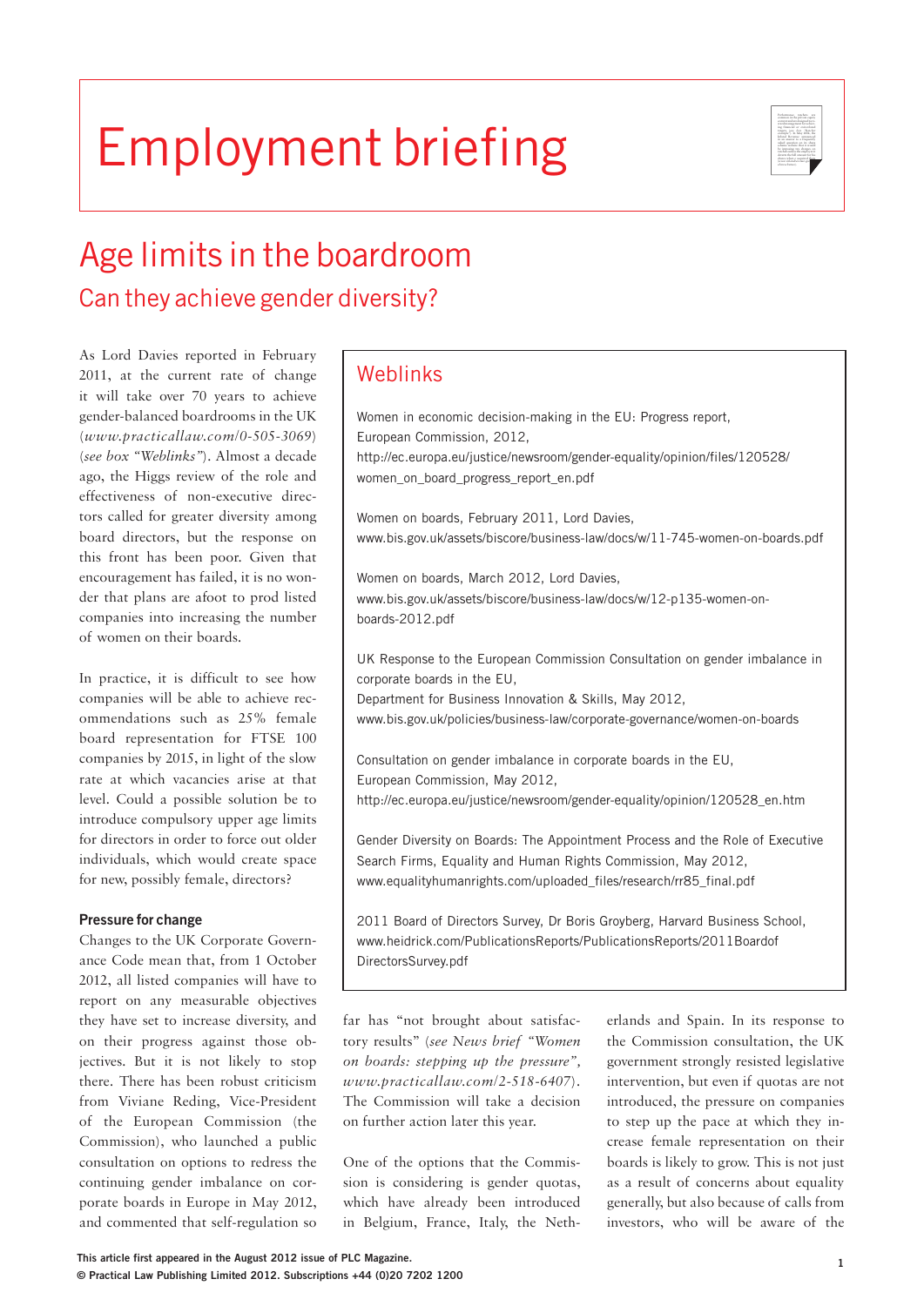# Employment briefing

## Age limits in the boardroom

### Can they achieve gender diversity?

As Lord Davies reported in February 2011, at the current rate of change it will take over 70 years to achieve gender-balanced boardrooms in the UK (*www.practicallaw.com/0-505-3069*) (*see box "Weblinks"*). Almost a decade ago, the Higgs review of the role and effectiveness of non-executive directors called for greater diversity among board directors, but the response on this front has been poor. Given that encouragement has failed, it is no wonder that plans are afoot to prod listed companies into increasing the number of women on their boards.

In practice, it is difficult to see how companies will be able to achieve recommendations such as 25% female board representation for FTSE 100 companies by 2015, in light of the slow rate at which vacancies arise at that level. Could a possible solution be to introduce compulsory upper age limits for directors in order to force out older individuals, which would create space for new, possibly female, directors?

### Weblinks

Women in economic decision-making in the EU: Progress report, European Commission, 2012,
http://ec.europa.eu/justice/newsroom/gender-equality/opinion/files/120528/women_on_board_progress_report_en.pdf

Women on boards, February 2011, Lord Davies,
www.bis.gov.uk/assets/biscore/business-law/docs/w/11-745-women-on-boards.pdf

Women on boards, March 2012, Lord Davies,
www.bis.gov.uk/assets/biscore/business-law/docs/w/12-p135-women-on-boards-2012.pdf

UK Response to the European Commission Consultation on gender imbalance in corporate boards in the EU,
Department for Business Innovation & Skills, May 2012,
www.bis.gov.uk/policies/business-law/corporate-governance/women-on-boards

Consultation on gender imbalance in corporate boards in the EU,
European Commission, May 2012,
http://ec.europa.eu/justice/newsroom/gender-equality/opinion/120528_en.htm

Gender Diversity on Boards: The Appointment Process and the Role of Executive Search Firms, Equality and Human Rights Commission, May 2012,
www.equalityhumanrights.com/uploaded_files/research/rr85_final.pdf

2011 Board of Directors Survey, Dr Boris Groyberg, Harvard Business School,
www.heidrick.com/PublicationsReports/PublicationsReports/2011BoardofDirectorsSurvey.pdf

#### Pressure for change

Changes to the UK Corporate Governance Code mean that, from 1 October 2012, all listed companies will have to report on any measurable objectives they have set to increase diversity, and on their progress against those objectives. But it is not likely to stop there. There has been robust criticism from Viviane Reding, Vice-President of the European Commission (the Commission), who launched a public consultation on options to redress the continuing gender imbalance on corporate boards in Europe in May 2012, and commented that self-regulation so far has "not brought about satisfactory results" (*see News brief "Women on boards: stepping up the pressure", www.practicallaw.com/2-518-6407*). The Commission will take a decision on further action later this year.

One of the options that the Commission is considering is gender quotas, which have already been introduced in Belgium, France, Italy, the Netherlands and Spain. In its response to the Commission consultation, the UK government strongly resisted legislative intervention, but even if quotas are not introduced, the pressure on companies to step up the pace at which they increase female representation on their boards is likely to grow. This is not just as a result of concerns about equality generally, but also because of calls from investors, who will be aware of the

This article first appeared in the August 2012 issue of PLC Magazine.
© Practical Law Publishing Limited 2012. Subscriptions +44 (0)20 7202 1200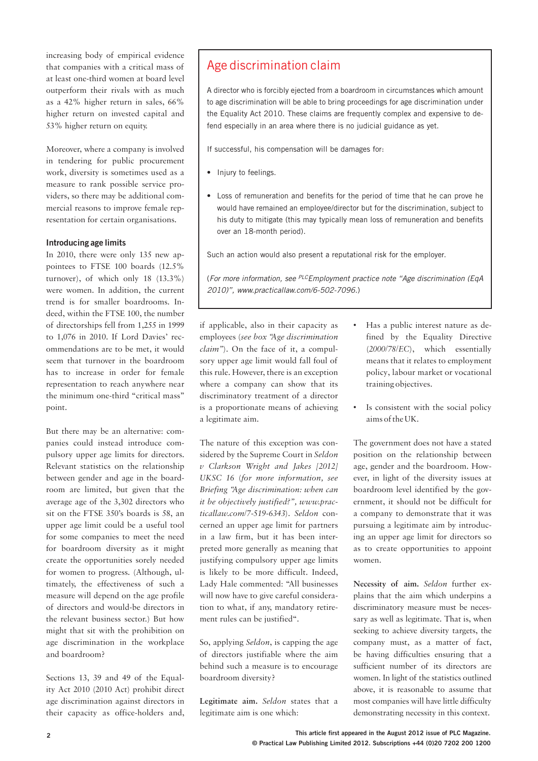increasing body of empirical evidence that companies with a critical mass of at least one-third women at board level outperform their rivals with as much as a 42% higher return in sales, 66% higher return on invested capital and 53% higher return on equity.

Moreover, where a company is involved in tendering for public procurement work, diversity is sometimes used as a measure to rank possible service providers, so there may be additional commercial reasons to improve female representation for certain organisations.

### Introducing age limits

In 2010, there were only 135 new appointees to FTSE 100 boards (12.5% turnover), of which only 18 (13.3%) were women. In addition, the current trend is for smaller boardrooms. Indeed, within the FTSE 100, the number of directorships fell from 1,255 in 1999 to 1,076 in 2010. If Lord Davies' recommendations are to be met, it would seem that turnover in the boardroom has to increase in order for female representation to reach anywhere near the minimum one-third "critical mass" point.

But there may be an alternative: companies could instead introduce compulsory upper age limits for directors. Relevant statistics on the relationship between gender and age in the boardroom are limited, but given that the average age of the 3,302 directors who sit on the FTSE 350's boards is 58, an upper age limit could be a useful tool for some companies to meet the need for boardroom diversity as it might create the opportunities sorely needed for women to progress. (Although, ultimately, the effectiveness of such a measure will depend on the age profile of directors and would-be directors in the relevant business sector.) But how might that sit with the prohibition on age discrimination in the workplace and boardroom?

Sections 13, 39 and 49 of the Equality Act 2010 (2010 Act) prohibit direct age discrimination against directors in their capacity as office-holders and, if applicable, also in their capacity as employees (*see box "Age discrimination claim"*). On the face of it, a compulsory upper age limit would fall foul of this rule. However, there is an exception where a company can show that its discriminatory treatment of a director is a proportionate means of achieving a legitimate aim.

> ## Age discrimination claim
>
> A director who is forcibly ejected from a boardroom in circumstances which amount to age discrimination will be able to bring proceedings for age discrimination under the Equality Act 2010. These claims are frequently complex and expensive to defend especially in an area where there is no judicial guidance as yet.
>
> If successful, his compensation will be damages for:
>
> - Injury to feelings.
>
> - Loss of remuneration and benefits for the period of time that he can prove he would have remained an employee/director but for the discrimination, subject to his duty to mitigate (this may typically mean loss of remuneration and benefits over an 18-month period).
>
> Such an action would also present a reputational risk for the employer.
>
> (*For more information, see PLC Employment practice note "Age discrimination (EqA 2010)", www.practicallaw.com/6-502-7096.*)

The nature of this exception was considered by the Supreme Court in *Seldon v Clarkson Wright and Jakes [2012] UKSC 16* (*for more information, see Briefing "Age discrimination: when can it be objectively justified?", www.practicallaw.com/7-519-6343*). *Seldon* concerned an upper age limit for partners in a law firm, but it has been interpreted more generally as meaning that justifying compulsory upper age limits is likely to be more difficult. Indeed, Lady Hale commented: "All businesses will now have to give careful consideration to what, if any, mandatory retirement rules can be justified".

So, applying *Seldon*, is capping the age of directors justifiable where the aim behind such a measure is to encourage boardroom diversity?

**Legitimate aim.** *Seldon* states that a legitimate aim is one which:

- Has a public interest nature as defined by the Equality Directive (*2000/78/EC*), which essentially means that it relates to employment policy, labour market or vocational training objectives.

- Is consistent with the social policy aims of the UK.

The government does not have a stated position on the relationship between age, gender and the boardroom. However, in light of the diversity issues at boardroom level identified by the government, it should not be difficult for a company to demonstrate that it was pursuing a legitimate aim by introducing an upper age limit for directors so as to create opportunities to appoint women.

**Necessity of aim.** *Seldon* further explains that the aim which underpins a discriminatory measure must be necessary as well as legitimate. That is, when seeking to achieve diversity targets, the company must, as a matter of fact, be having difficulties ensuring that a sufficient number of its directors are women. In light of the statistics outlined above, it is reasonable to assume that most companies will have little difficulty demonstrating necessity in this context.

This article first appeared in the August 2012 issue of PLC Magazine.
© Practical Law Publishing Limited 2012. Subscriptions +44 (0)20 7202 200 1200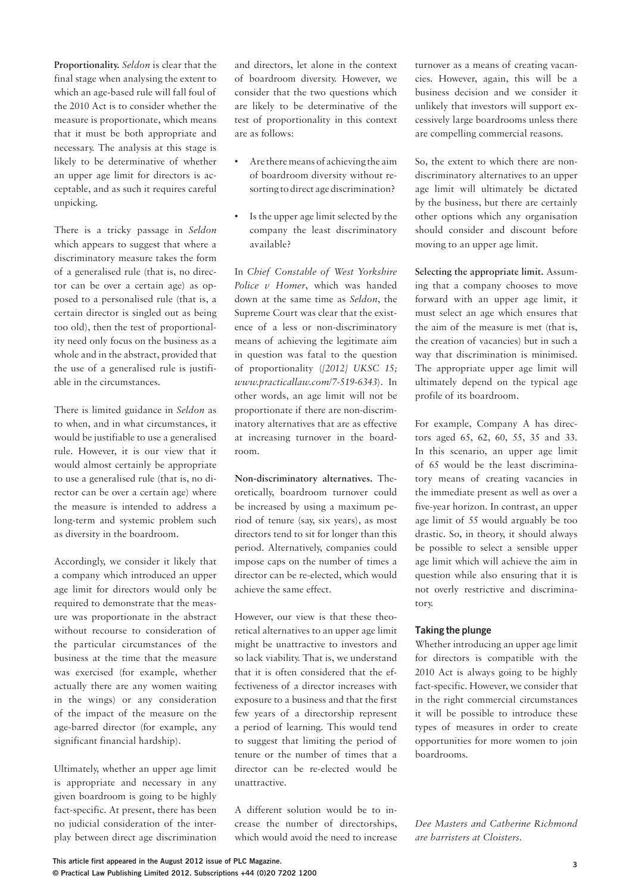**Proportionality.** *Seldon* is clear that the final stage when analysing the extent to which an age-based rule will fall foul of the 2010 Act is to consider whether the measure is proportionate, which means that it must be both appropriate and necessary. The analysis at this stage is likely to be determinative of whether an upper age limit for directors is acceptable, and as such it requires careful unpicking.

There is a tricky passage in *Seldon* which appears to suggest that where a discriminatory measure takes the form of a generalised rule (that is, no director can be over a certain age) as opposed to a personalised rule (that is, a certain director is singled out as being too old), then the test of proportionality need only focus on the business as a whole and in the abstract, provided that the use of a generalised rule is justifiable in the circumstances.

There is limited guidance in *Seldon* as to when, and in what circumstances, it would be justifiable to use a generalised rule. However, it is our view that it would almost certainly be appropriate to use a generalised rule (that is, no director can be over a certain age) where the measure is intended to address a long-term and systemic problem such as diversity in the boardroom.

Accordingly, we consider it likely that a company which introduced an upper age limit for directors would only be required to demonstrate that the measure was proportionate in the abstract without recourse to consideration of the particular circumstances of the business at the time that the measure was exercised (for example, whether actually there are any women waiting in the wings) or any consideration of the impact of the measure on the age-barred director (for example, any significant financial hardship).

Ultimately, whether an upper age limit is appropriate and necessary in any given boardroom is going to be highly fact-specific. At present, there has been no judicial consideration of the interplay between direct age discrimination and directors, let alone in the context of boardroom diversity. However, we consider that the two questions which are likely to be determinative of the test of proportionality in this context are as follows:

- Are there means of achieving the aim of boardroom diversity without resorting to direct age discrimination?
- Is the upper age limit selected by the company the least discriminatory available?

In *Chief Constable of West Yorkshire Police v Homer*, which was handed down at the same time as *Seldon*, the Supreme Court was clear that the existence of a less or non-discriminatory means of achieving the legitimate aim in question was fatal to the question of proportionality (*[2012] UKSC 15; www.practicallaw.com/7-519-6343*). In other words, an age limit will not be proportionate if there are non-discriminatory alternatives that are as effective at increasing turnover in the boardroom.

**Non-discriminatory alternatives.** Theoretically, boardroom turnover could be increased by using a maximum period of tenure (say, six years), as most directors tend to sit for longer than this period. Alternatively, companies could impose caps on the number of times a director can be re-elected, which would achieve the same effect.

However, our view is that these theoretical alternatives to an upper age limit might be unattractive to investors and so lack viability. That is, we understand that it is often considered that the effectiveness of a director increases with exposure to a business and that the first few years of a directorship represent a period of learning. This would tend to suggest that limiting the period of tenure or the number of times that a director can be re-elected would be unattractive.

A different solution would be to increase the number of directorships, which would avoid the need to increase turnover as a means of creating vacancies. However, again, this will be a business decision and we consider it unlikely that investors will support excessively large boardrooms unless there are compelling commercial reasons.

So, the extent to which there are non-discriminatory alternatives to an upper age limit will ultimately be dictated by the business, but there are certainly other options which any organisation should consider and discount before moving to an upper age limit.

**Selecting the appropriate limit.** Assuming that a company chooses to move forward with an upper age limit, it must select an age which ensures that the aim of the measure is met (that is, the creation of vacancies) but in such a way that discrimination is minimised. The appropriate upper age limit will ultimately depend on the typical age profile of its boardroom.

For example, Company A has directors aged 65, 62, 60, 55, 35 and 33. In this scenario, an upper age limit of 65 would be the least discriminatory means of creating vacancies in the immediate present as well as over a five-year horizon. In contrast, an upper age limit of 55 would arguably be too drastic. So, in theory, it should always be possible to select a sensible upper age limit which will achieve the aim in question while also ensuring that it is not overly restrictive and discriminatory.

## Taking the plunge

Whether introducing an upper age limit for directors is compatible with the 2010 Act is always going to be highly fact-specific. However, we consider that in the right commercial circumstances it will be possible to introduce these types of measures in order to create opportunities for more women to join boardrooms.

*Dee Masters and Catherine Richmond are barristers at Cloisters.*

**This article first appeared in the August 2012 issue of PLC Magazine.**
**© Practical Law Publishing Limited 2012. Subscriptions +44 (0)20 7202 1200**